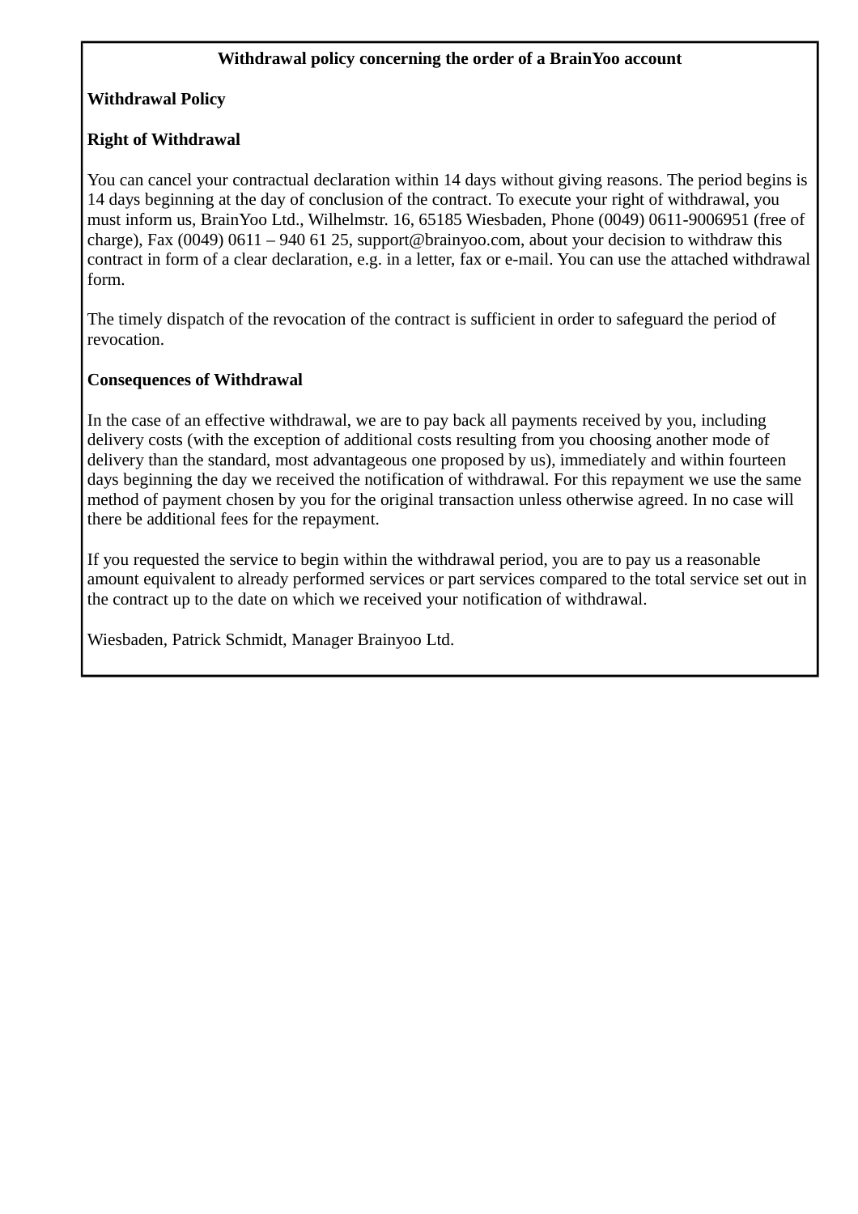**Withdrawal policy concerning the order of a BrainYoo account**

**Withdrawal Policy**

**Right of Withdrawal**

You can cancel your contractual declaration within 14 days without giving reasons. The period begins is 14 days beginning at the day of conclusion of the contract. To execute your right of withdrawal, you must inform us, BrainYoo Ltd., Wilhelmstr. 16, 65185 Wiesbaden, Phone (0049) 0611-9006951 (free of charge), Fax (0049) 0611 – 940 61 25, support@brainyoo.com, about your decision to withdraw this contract in form of a clear declaration, e.g. in a letter, fax or e-mail. You can use the attached withdrawal form.

The timely dispatch of the revocation of the contract is sufficient in order to safeguard the period of revocation.

**Consequences of Withdrawal**

In the case of an effective withdrawal, we are to pay back all payments received by you, including delivery costs (with the exception of additional costs resulting from you choosing another mode of delivery than the standard, most advantageous one proposed by us), immediately and within fourteen days beginning the day we received the notification of withdrawal. For this repayment we use the same method of payment chosen by you for the original transaction unless otherwise agreed. In no case will there be additional fees for the repayment.

If you requested the service to begin within the withdrawal period, you are to pay us a reasonable amount equivalent to already performed services or part services compared to the total service set out in the contract up to the date on which we received your notification of withdrawal.

Wiesbaden, Patrick Schmidt, Manager Brainyoo Ltd.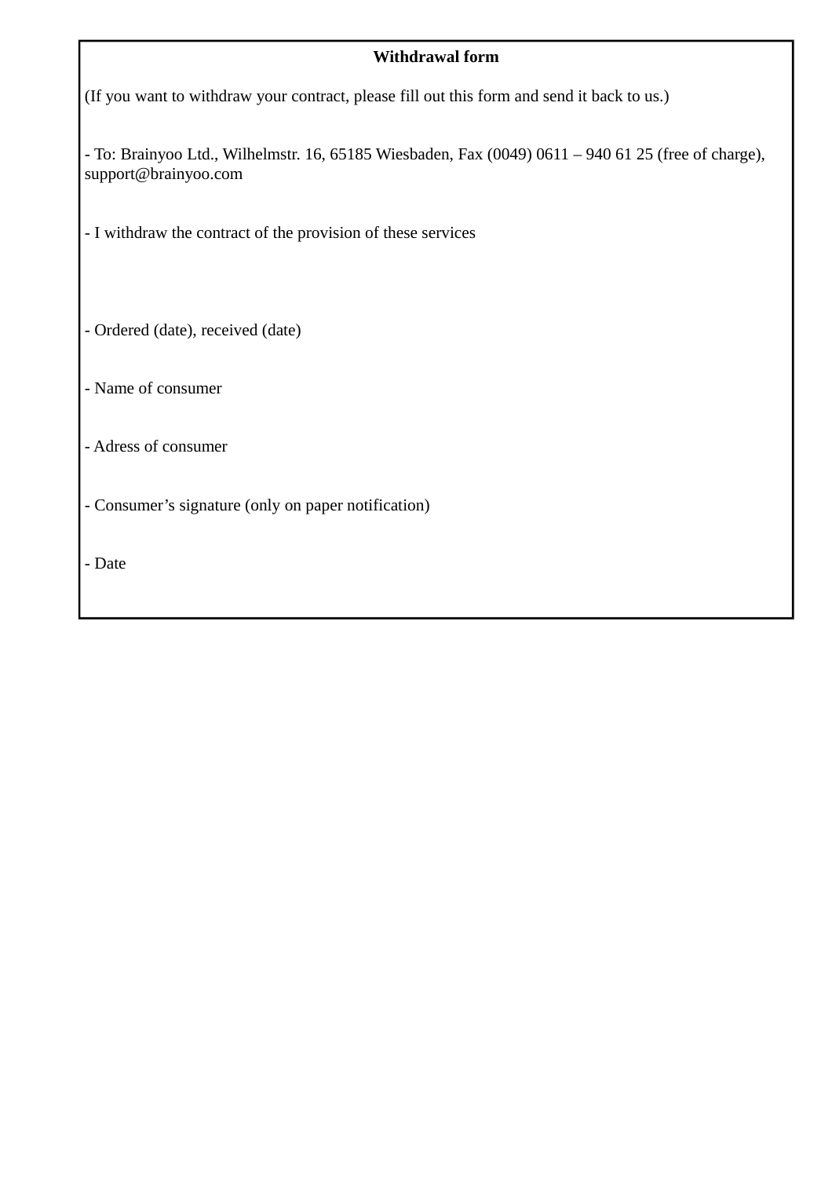**Withdrawal form**

(If you want to withdraw your contract, please fill out this form and send it back to us.)

- To: Brainyoo Ltd., Wilhelmstr. 16, 65185 Wiesbaden, Fax (0049) 0611 – 940 61 25 (free of charge), support@brainyoo.com

- I withdraw the contract of the provision of these services

- Ordered (date), received (date)

- Name of consumer

- Adress of consumer

- Consumer’s signature (only on paper notification)

- Date